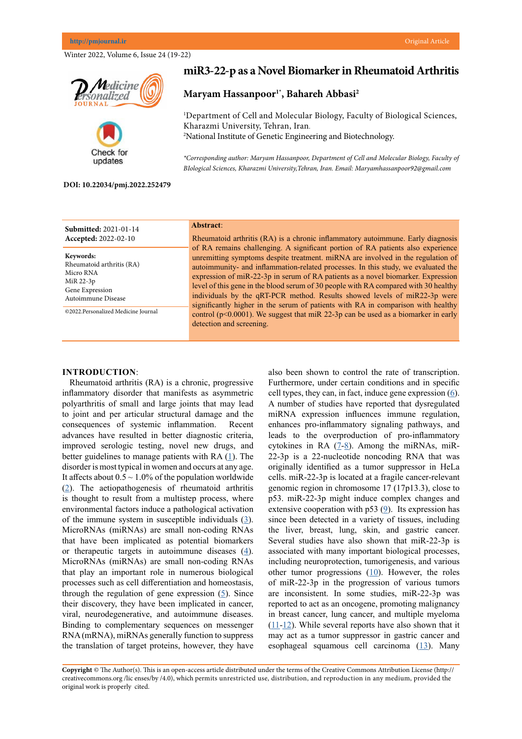# miR3-22-p as a Novel Biomarker in Rheumatoid Arthritis

**Maryam Hassanpoor[1*], Bahareh Abbasi[2]**

[1]Department of Cell and Molecular Biology, Faculty of Biological Sciences, Kharazmi University, Tehran, Iran.
[2]National Institute of Genetic Engineering and Biotechnology.

*\*Corresponding author: Maryam Hassanpoor, Department of Cell and Molecular Biology, Faculty of BIological Sciences, Kharazmi University,Tehran, Iran. Email: Maryamhassanpoor92@gmail.com*

**DOI: 10.22034/pmj.2022.252479**

**Submitted:** 2021-01-14
**Accepted:** 2022-02-10

**Keywords:**
Rheumatoid arthritis (RA)
Micro RNA
MiR 22-3p
Gene Expression
Autoimmune Disease

©2022.Personalized Medicine Journal

**Abstract**:

Rheumatoid arthritis (RA) is a chronic inflammatory autoimmune. Early diagnosis of RA remains challenging. A significant portion of RA patients also experience unremitting symptoms despite treatment. miRNA are involved in the regulation of autoimmunity- and inflammation-related processes. In this study, we evaluated the expression of miR-22-3p in serum of RA patients as a novel biomarker. Expression level of this gene in the blood serum of 30 people with RA compared with 30 healthy individuals by the qRT-PCR method. Results showed levels of miR22-3p were significantly higher in the serum of patients with RA in comparison with healthy control ($p<0.0001$). We suggest that miR 22-3p can be used as a biomarker in early detection and screening.

## INTRODUCTION:

Rheumatoid arthritis (RA) is a chronic, progressive inflammatory disorder that manifests as asymmetric polyarthritis of small and large joints that may lead to joint and per articular structural damage and the consequences of systemic inflammation. Recent advances have resulted in better diagnostic criteria, improved serologic testing, novel new drugs, and better guidelines to manage patients with RA (1). The disorder is most typical in women and occurs at any age. It affects about 0.5 ~ 1.0% of the population worldwide (2). The aetiopathogenesis of rheumatoid arthritis is thought to result from a multistep process, where environmental factors induce a pathological activation of the immune system in susceptible individuals (3). MicroRNAs (miRNAs) are small non-coding RNAs that have been implicated as potential biomarkers or therapeutic targets in autoimmune diseases (4). MicroRNAs (miRNAs) are small non-coding RNAs that play an important role in numerous biological processes such as cell differentiation and homeostasis, through the regulation of gene expression (5). Since their discovery, they have been implicated in cancer, viral, neurodegenerative, and autoimmune diseases. Binding to complementary sequences on messenger RNA (mRNA), miRNAs generally function to suppress the translation of target proteins, however, they have also been shown to control the rate of transcription. Furthermore, under certain conditions and in specific cell types, they can, in fact, induce gene expression (6). A number of studies have reported that dysregulated miRNA expression influences immune regulation, enhances pro-inflammatory signaling pathways, and leads to the overproduction of pro-inflammatory cytokines in RA (7-8). Among the miRNAs, miR-22-3p is a 22-nucleotide noncoding RNA that was originally identified as a tumor suppressor in HeLa cells. miR-22-3p is located at a fragile cancer-relevant genomic region in chromosome 17 (17p13.3), close to p53. miR-22-3p might induce complex changes and extensive cooperation with p53 (9). Its expression has since been detected in a variety of tissues, including the liver, breast, lung, skin, and gastric cancer. Several studies have also shown that miR-22-3p is associated with many important biological processes, including neuroprotection, tumorigenesis, and various other tumor progressions (10). However, the roles of miR-22-3p in the progression of various tumors are inconsistent. In some studies, miR-22-3p was reported to act as an oncogene, promoting malignancy in breast cancer, lung cancer, and multiple myeloma (11-12). While several reports have also shown that it may act as a tumor suppressor in gastric cancer and esophageal squamous cell carcinoma (13). Many

**Copyright** © The Author(s). This is an open-access article distributed under the terms of the Creative Commons Attribution License (http:// creativecommons.org /lic enses/by /4.0), which permits unrestricted use, distribution, and reproduction in any medium, provided the original work is properly cited.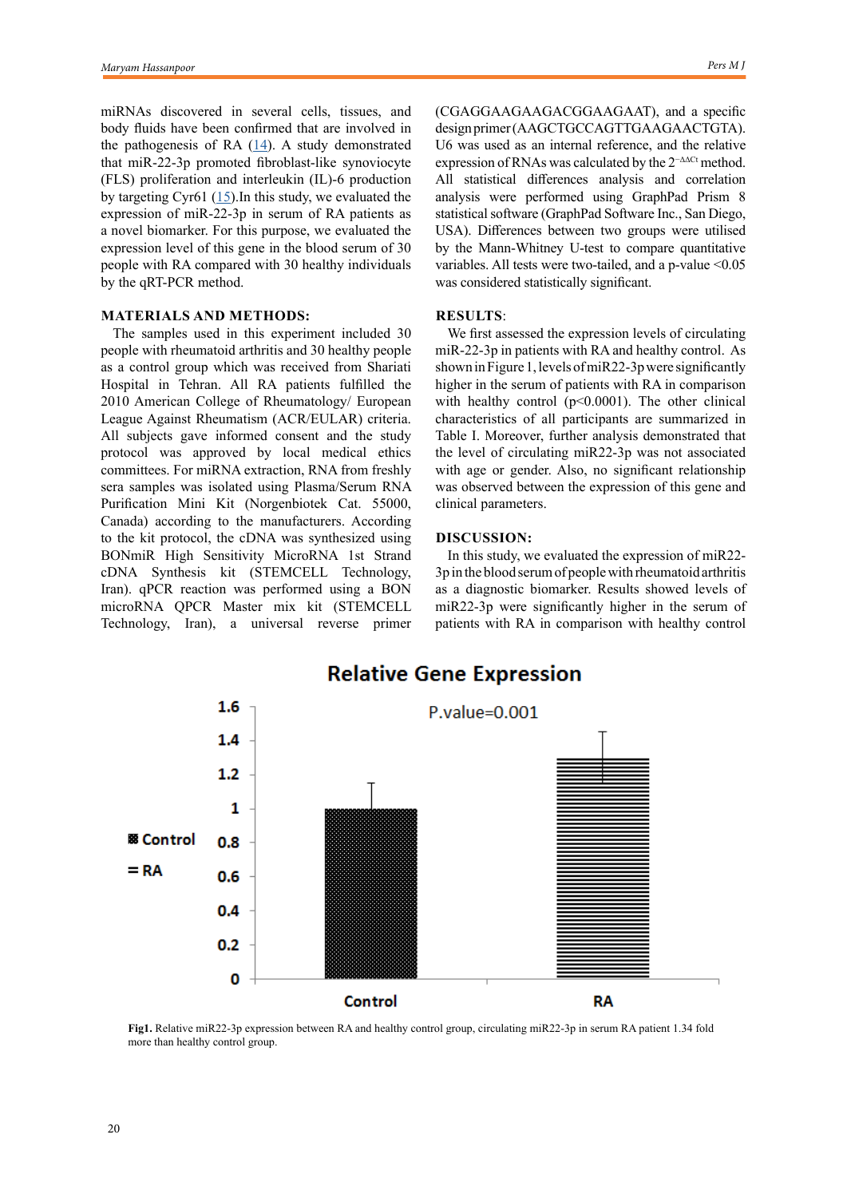miRNAs discovered in several cells, tissues, and body fluids have been confirmed that are involved in the pathogenesis of RA (14). A study demonstrated that miR-22-3p promoted fibroblast-like synoviocyte (FLS) proliferation and interleukin (IL)-6 production by targeting Cyr61 (15).In this study, we evaluated the expression of miR-22-3p in serum of RA patients as a novel biomarker. For this purpose, we evaluated the expression level of this gene in the blood serum of 30 people with RA compared with 30 healthy individuals by the qRT-PCR method.

## MATERIALS AND METHODS:

The samples used in this experiment included 30 people with rheumatoid arthritis and 30 healthy people as a control group which was received from Shariati Hospital in Tehran. All RA patients fulfilled the 2010 American College of Rheumatology/ European League Against Rheumatism (ACR/EULAR) criteria. All subjects gave informed consent and the study protocol was approved by local medical ethics committees. For miRNA extraction, RNA from freshly sera samples was isolated using Plasma/Serum RNA Purification Mini Kit (Norgenbiotek Cat. 55000, Canada) according to the manufacturers. According to the kit protocol, the cDNA was synthesized using BONmiR High Sensitivity MicroRNA 1st Strand cDNA Synthesis kit (STEMCELL Technology, Iran). qPCR reaction was performed using a BON microRNA QPCR Master mix kit (STEMCELL Technology, Iran), a universal reverse primer (CGAGGAAGAAGACGGAAGAAT), and a specific design primer (AAGCTGCCAGTTGAAGAACTGTA). U6 was used as an internal reference, and the relative expression of RNAs was calculated by the $2^{-\Delta\Delta Ct}$ method. All statistical differences analysis and correlation analysis were performed using GraphPad Prism 8 statistical software (GraphPad Software Inc., San Diego, USA). Differences between two groups were utilised by the Mann-Whitney U-test to compare quantitative variables. All tests were two-tailed, and a p-value $<0.05$ was considered statistically significant.

## RESULTS:

We first assessed the expression levels of circulating miR-22-3p in patients with RA and healthy control. As shown in Figure 1, levels of miR22-3p were significantly higher in the serum of patients with RA in comparison with healthy control ($p<0.0001$). The other clinical characteristics of all participants are summarized in Table I. Moreover, further analysis demonstrated that the level of circulating miR22-3p was not associated with age or gender. Also, no significant relationship was observed between the expression of this gene and clinical parameters.

## DISCUSSION:

In this study, we evaluated the expression of miR22-3p in the blood serum of people with rheumatoid arthritis as a diagnostic biomarker. Results showed levels of miR22-3p were significantly higher in the serum of patients with RA in comparison with healthy control

**Fig1.** Relative miR22-3p expression between RA and healthy control group, circulating miR22-3p in serum RA patient 1.34 fold more than healthy control group.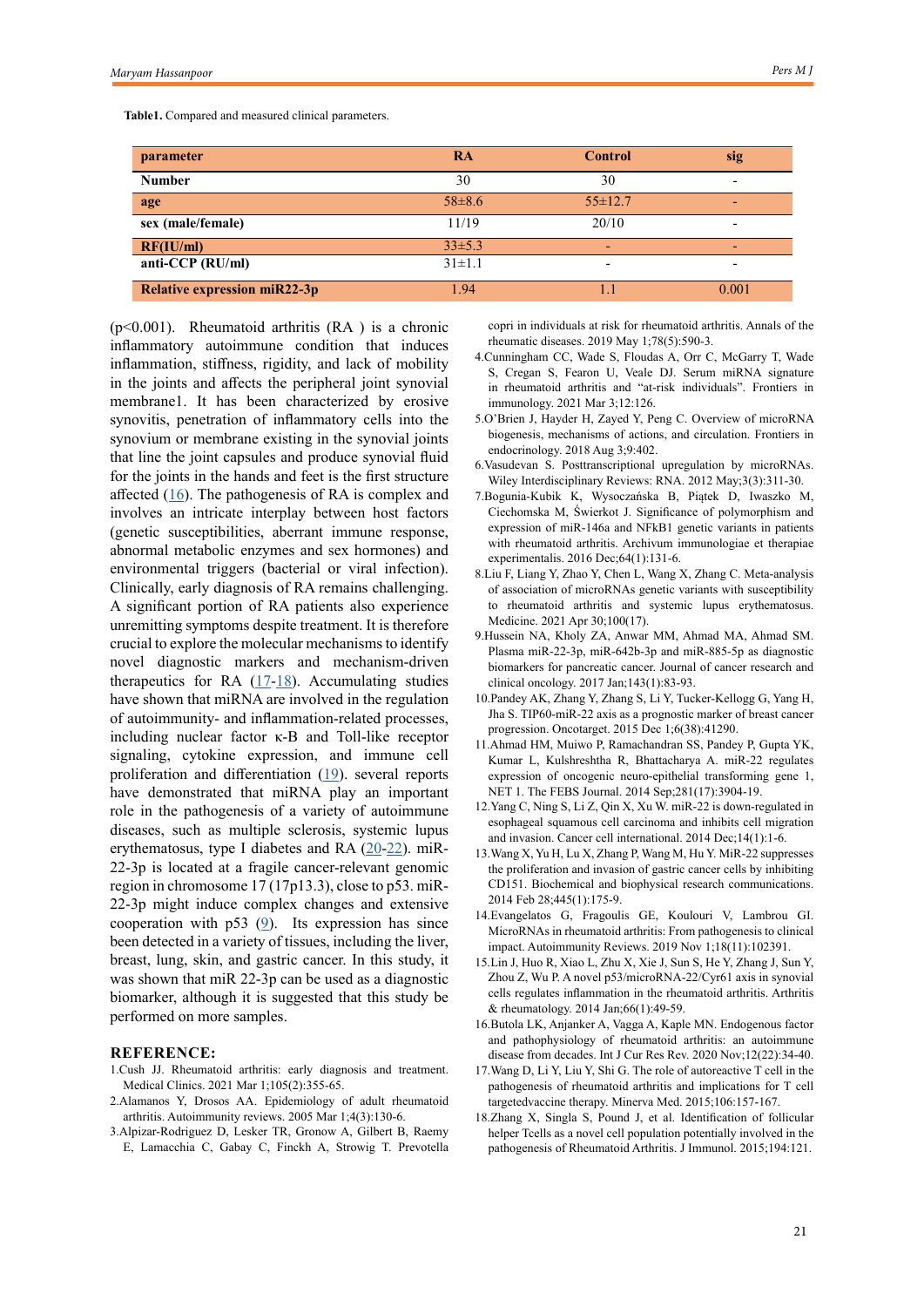**Table1.** Compared and measured clinical parameters.

| parameter | RA | Control | sig |
|---|---|---|---|
| Number | 30 | 30 | - |
| age | 58±8.6 | 55±12.7 | - |
| sex (male/female) | 11/19 | 20/10 | - |
| RF(IU/ml) | 33±5.3 | - | - |
| anti-CCP (RU/ml) | 31±1.1 | - | - |
| Relative expression miR22-3p | 1.94 | 1.1 | 0.001 |

(p<0.001). Rheumatoid arthritis (RA ) is a chronic inflammatory autoimmune condition that induces inflammation, stiffness, rigidity, and lack of mobility in the joints and affects the peripheral joint synovial membrane1. It has been characterized by erosive synovitis, penetration of inflammatory cells into the synovium or membrane existing in the synovial joints that line the joint capsules and produce synovial fluid for the joints in the hands and feet is the first structure affected (16). The pathogenesis of RA is complex and involves an intricate interplay between host factors (genetic susceptibilities, aberrant immune response, abnormal metabolic enzymes and sex hormones) and environmental triggers (bacterial or viral infection). Clinically, early diagnosis of RA remains challenging. A significant portion of RA patients also experience unremitting symptoms despite treatment. It is therefore crucial to explore the molecular mechanisms to identify novel diagnostic markers and mechanism-driven therapeutics for RA (17-18). Accumulating studies have shown that miRNA are involved in the regulation of autoimmunity- and inflammation-related processes, including nuclear factor κ-B and Toll-like receptor signaling, cytokine expression, and immune cell proliferation and differentiation (19). several reports have demonstrated that miRNA play an important role in the pathogenesis of a variety of autoimmune diseases, such as multiple sclerosis, systemic lupus erythematosus, type I diabetes and RA (20-22). miR-22-3p is located at a fragile cancer-relevant genomic region in chromosome 17 (17p13.3), close to p53. miR-22-3p might induce complex changes and extensive cooperation with p53 (9). Its expression has since been detected in a variety of tissues, including the liver, breast, lung, skin, and gastric cancer. In this study, it was shown that miR 22-3p can be used as a diagnostic biomarker, although it is suggested that this study be performed on more samples.

## REFERENCE:

1. Cush JJ. Rheumatoid arthritis: early diagnosis and treatment. Medical Clinics. 2021 Mar 1;105(2):355-65.
2. Alamanos Y, Drosos AA. Epidemiology of adult rheumatoid arthritis. Autoimmunity reviews. 2005 Mar 1;4(3):130-6.
3. Alpizar-Rodriguez D, Lesker TR, Gronow A, Gilbert B, Raemy E, Lamacchia C, Gabay C, Finckh A, Strowig T. Prevotella copri in individuals at risk for rheumatoid arthritis. Annals of the rheumatic diseases. 2019 May 1;78(5):590-3.
4. Cunningham CC, Wade S, Floudas A, Orr C, McGarry T, Wade S, Cregan S, Fearon U, Veale DJ. Serum miRNA signature in rheumatoid arthritis and "at-risk individuals". Frontiers in immunology. 2021 Mar 3;12:126.
5. O'Brien J, Hayder H, Zayed Y, Peng C. Overview of microRNA biogenesis, mechanisms of actions, and circulation. Frontiers in endocrinology. 2018 Aug 3;9:402.
6. Vasudevan S. Posttranscriptional upregulation by microRNAs. Wiley Interdisciplinary Reviews: RNA. 2012 May;3(3):311-30.
7. Bogunia-Kubik K, Wysoczańska B, Piątek D, Iwaszko M, Ciechomska M, Świerkot J. Significance of polymorphism and expression of miR-146a and NFkB1 genetic variants in patients with rheumatoid arthritis. Archivum immunologiae et therapiae experimentalis. 2016 Dec;64(1):131-6.
8. Liu F, Liang Y, Zhao Y, Chen L, Wang X, Zhang C. Meta-analysis of association of microRNAs genetic variants with susceptibility to rheumatoid arthritis and systemic lupus erythematosus. Medicine. 2021 Apr 30;100(17).
9. Hussein NA, Kholy ZA, Anwar MM, Ahmad MA, Ahmad SM. Plasma miR-22-3p, miR-642b-3p and miR-885-5p as diagnostic biomarkers for pancreatic cancer. Journal of cancer research and clinical oncology. 2017 Jan;143(1):83-93.
10. Pandey AK, Zhang Y, Zhang S, Li Y, Tucker-Kellogg G, Yang H, Jha S. TIP60-miR-22 axis as a prognostic marker of breast cancer progression. Oncotarget. 2015 Dec 1;6(38):41290.
11. Ahmad HM, Muiwo P, Ramachandran SS, Pandey P, Gupta YK, Kumar L, Kulshreshtha R, Bhattacharya A. miR-22 regulates expression of oncogenic neuro-epithelial transforming gene 1, NET 1. The FEBS Journal. 2014 Sep;281(17):3904-19.
12. Yang C, Ning S, Li Z, Qin X, Xu W. miR-22 is down-regulated in esophageal squamous cell carcinoma and inhibits cell migration and invasion. Cancer cell international. 2014 Dec;14(1):1-6.
13. Wang X, Yu H, Lu X, Zhang P, Wang M, Hu Y. MiR-22 suppresses the proliferation and invasion of gastric cancer cells by inhibiting CD151. Biochemical and biophysical research communications. 2014 Feb 28;445(1):175-9.
14. Evangelatos G, Fragoulis GE, Koulouri V, Lambrou GI. MicroRNAs in rheumatoid arthritis: From pathogenesis to clinical impact. Autoimmunity Reviews. 2019 Nov 1;18(11):102391.
15. Lin J, Huo R, Xiao L, Zhu X, Xie J, Sun S, He Y, Zhang J, Sun Y, Zhou Z, Wu P. A novel p53/microRNA-22/Cyr61 axis in synovial cells regulates inflammation in the rheumatoid arthritis. Arthritis & rheumatology. 2014 Jan;66(1):49-59.
16. Butola LK, Anjanker A, Vagga A, Kaple MN. Endogenous factor and pathophysiology of rheumatoid arthritis: an autoimmune disease from decades. Int J Cur Res Rev. 2020 Nov;12(22):34-40.
17. Wang D, Li Y, Liu Y, Shi G. The role of autoreactive T cell in the pathogenesis of rheumatoid arthritis and implications for T cell targetedvaccine therapy. Minerva Med. 2015;106:157-167.
18. Zhang X, Singla S, Pound J, et al. Identification of follicular helper Tcells as a novel cell population potentially involved in the pathogenesis of Rheumatoid Arthritis. J Immunol. 2015;194:121.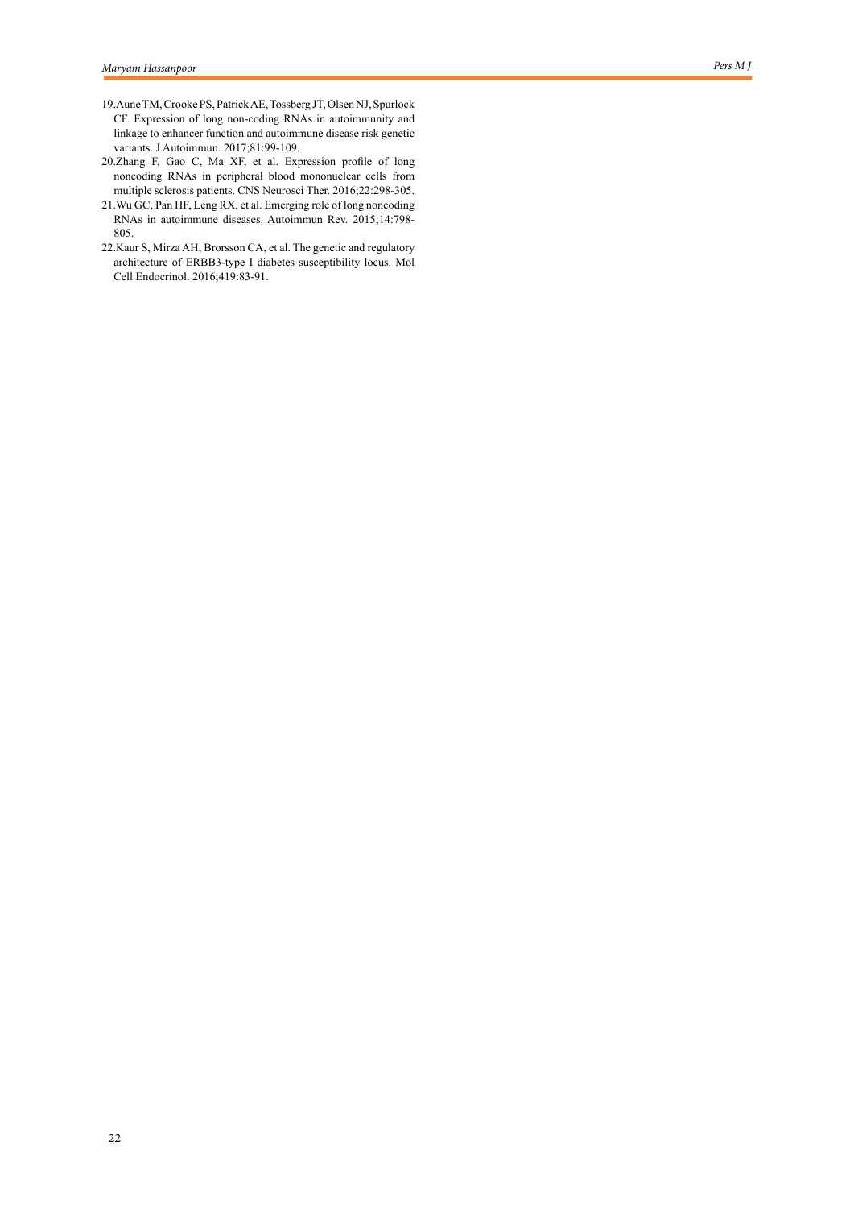19. Aune TM, Crooke PS, Patrick AE, Tossberg JT, Olsen NJ, Spurlock CF. Expression of long non-coding RNAs in autoimmunity and linkage to enhancer function and autoimmune disease risk genetic variants. J Autoimmun. 2017;81:99-109.
20. Zhang F, Gao C, Ma XF, et al. Expression profile of long noncoding RNAs in peripheral blood mononuclear cells from multiple sclerosis patients. CNS Neurosci Ther. 2016;22:298-305.
21. Wu GC, Pan HF, Leng RX, et al. Emerging role of long noncoding RNAs in autoimmune diseases. Autoimmun Rev. 2015;14:798-805.
22. Kaur S, Mirza AH, Brorsson CA, et al. The genetic and regulatory architecture of ERBB3-type I diabetes susceptibility locus. Mol Cell Endocrinol. 2016;419:83-91.